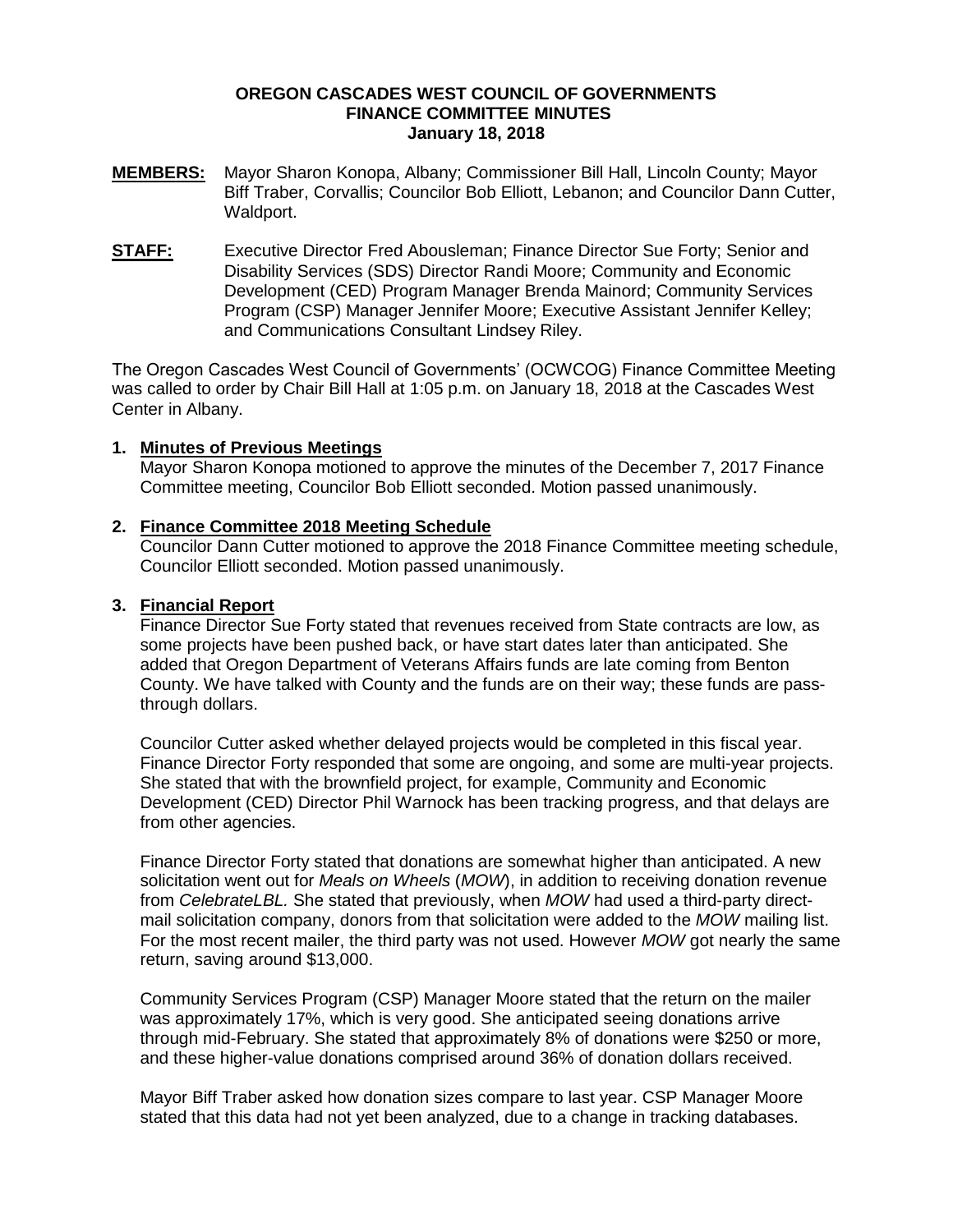**OREGON CASCADES WEST COUNCIL OF GOVERNMENTS**
**FINANCE COMMITTEE MINUTES**
**January 18, 2018**

**MEMBERS:** Mayor Sharon Konopa, Albany; Commissioner Bill Hall, Lincoln County; Mayor Biff Traber, Corvallis; Councilor Bob Elliott, Lebanon; and Councilor Dann Cutter, Waldport.

**STAFF:** Executive Director Fred Abousleman; Finance Director Sue Forty; Senior and Disability Services (SDS) Director Randi Moore; Community and Economic Development (CED) Program Manager Brenda Mainord; Community Services Program (CSP) Manager Jennifer Moore; Executive Assistant Jennifer Kelley; and Communications Consultant Lindsey Riley.

The Oregon Cascades West Council of Governments' (OCWCOG) Finance Committee Meeting was called to order by Chair Bill Hall at 1:05 p.m. on January 18, 2018 at the Cascades West Center in Albany.

1. **Minutes of Previous Meetings**
   Mayor Sharon Konopa motioned to approve the minutes of the December 7, 2017 Finance Committee meeting, Councilor Bob Elliott seconded. Motion passed unanimously.

2. **Finance Committee 2018 Meeting Schedule**
   Councilor Dann Cutter motioned to approve the 2018 Finance Committee meeting schedule, Councilor Elliott seconded. Motion passed unanimously.

3. **Financial Report**
   Finance Director Sue Forty stated that revenues received from State contracts are low, as some projects have been pushed back, or have start dates later than anticipated. She added that Oregon Department of Veterans Affairs funds are late coming from Benton County. We have talked with County and the funds are on their way; these funds are pass-through dollars.

   Councilor Cutter asked whether delayed projects would be completed in this fiscal year. Finance Director Forty responded that some are ongoing, and some are multi-year projects. She stated that with the brownfield project, for example, Community and Economic Development (CED) Director Phil Warnock has been tracking progress, and that delays are from other agencies.

   Finance Director Forty stated that donations are somewhat higher than anticipated. A new solicitation went out for *Meals on Wheels* (*MOW*), in addition to receiving donation revenue from *CelebrateLBL.* She stated that previously, when *MOW* had used a third-party direct-mail solicitation company, donors from that solicitation were added to the *MOW* mailing list. For the most recent mailer, the third party was not used. However *MOW* got nearly the same return, saving around $13,000.

   Community Services Program (CSP) Manager Moore stated that the return on the mailer was approximately 17%, which is very good. She anticipated seeing donations arrive through mid-February. She stated that approximately 8% of donations were $250 or more, and these higher-value donations comprised around 36% of donation dollars received.

   Mayor Biff Traber asked how donation sizes compare to last year. CSP Manager Moore stated that this data had not yet been analyzed, due to a change in tracking databases.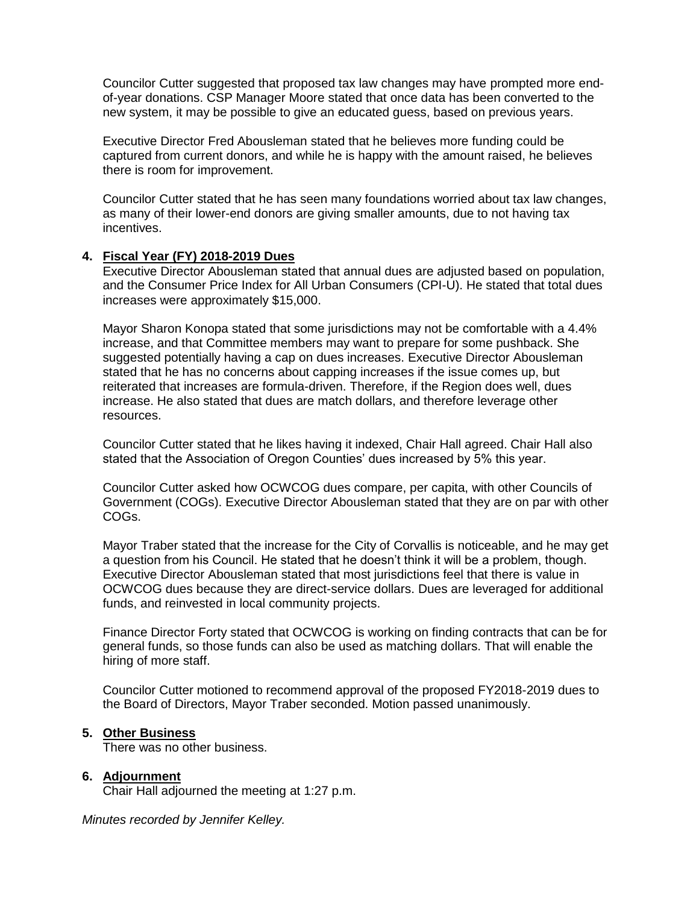Councilor Cutter suggested that proposed tax law changes may have prompted more end-of-year donations. CSP Manager Moore stated that once data has been converted to the new system, it may be possible to give an educated guess, based on previous years.

Executive Director Fred Abousleman stated that he believes more funding could be captured from current donors, and while he is happy with the amount raised, he believes there is room for improvement.

Councilor Cutter stated that he has seen many foundations worried about tax law changes, as many of their lower-end donors are giving smaller amounts, due to not having tax incentives.

4. **Fiscal Year (FY) 2018-2019 Dues**

Executive Director Abousleman stated that annual dues are adjusted based on population, and the Consumer Price Index for All Urban Consumers (CPI-U). He stated that total dues increases were approximately $15,000.

Mayor Sharon Konopa stated that some jurisdictions may not be comfortable with a 4.4% increase, and that Committee members may want to prepare for some pushback. She suggested potentially having a cap on dues increases. Executive Director Abousleman stated that he has no concerns about capping increases if the issue comes up, but reiterated that increases are formula-driven. Therefore, if the Region does well, dues increase. He also stated that dues are match dollars, and therefore leverage other resources.

Councilor Cutter stated that he likes having it indexed, Chair Hall agreed. Chair Hall also stated that the Association of Oregon Counties' dues increased by 5% this year.

Councilor Cutter asked how OCWCOG dues compare, per capita, with other Councils of Government (COGs). Executive Director Abousleman stated that they are on par with other COGs.

Mayor Traber stated that the increase for the City of Corvallis is noticeable, and he may get a question from his Council. He stated that he doesn't think it will be a problem, though. Executive Director Abousleman stated that most jurisdictions feel that there is value in OCWCOG dues because they are direct-service dollars. Dues are leveraged for additional funds, and reinvested in local community projects.

Finance Director Forty stated that OCWCOG is working on finding contracts that can be for general funds, so those funds can also be used as matching dollars. That will enable the hiring of more staff.

Councilor Cutter motioned to recommend approval of the proposed FY2018-2019 dues to the Board of Directors, Mayor Traber seconded. Motion passed unanimously.

5. **Other Business**

There was no other business.

6. **Adjournment**

Chair Hall adjourned the meeting at 1:27 p.m.

*Minutes recorded by Jennifer Kelley.*